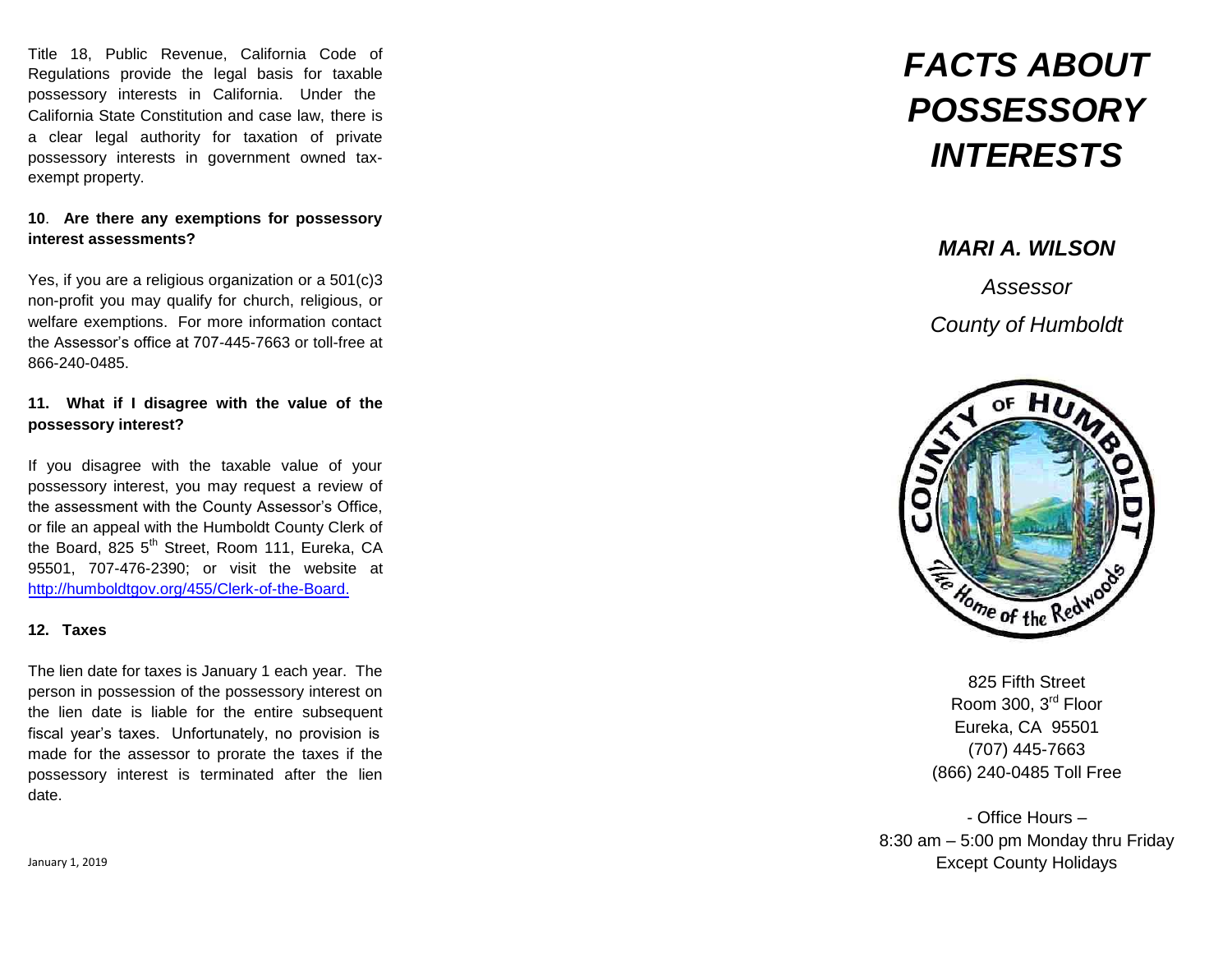Title 18, Public Revenue, California Code of Regulations provide the legal basis for taxable possessory interests in California. Under the California State Constitution and case law, there is a clear legal authority for taxation of private possessory interests in government owned tax-exempt property.

**10**. **Are there any exemptions for possessory interest assessments?**

Yes, if you are a religious organization or a 501(c)3 non-profit you may qualify for church, religious, or welfare exemptions. For more information contact the Assessor's office at 707-445-7663 or toll-free at 866-240-0485.

**11. What if I disagree with the value of the possessory interest?**

If you disagree with the taxable value of your possessory interest, you may request a review of the assessment with the County Assessor's Office, or file an appeal with the Humboldt County Clerk of the Board, 825 5th Street, Room 111, Eureka, CA 95501, 707-476-2390; or visit the website at http://humboldtgov.org/455/Clerk-of-the-Board.

**12. Taxes**

The lien date for taxes is January 1 each year. The person in possession of the possessory interest on the lien date is liable for the entire subsequent fiscal year's taxes. Unfortunately, no provision is made for the assessor to prorate the taxes if the possessory interest is terminated after the lien date.

January 1, 2019

# *FACTS ABOUT POSSESSORY INTERESTS*

***MARI A. WILSON***

*Assessor*

*County of Humboldt*

COUNTY OF HUMBOLDT
The Home of the Redwoods

825 Fifth Street
Room 300, 3rd Floor
Eureka, CA 95501
(707) 445-7663
(866) 240-0485 Toll Free

\- Office Hours –
8:30 am – 5:00 pm Monday thru Friday
Except County Holidays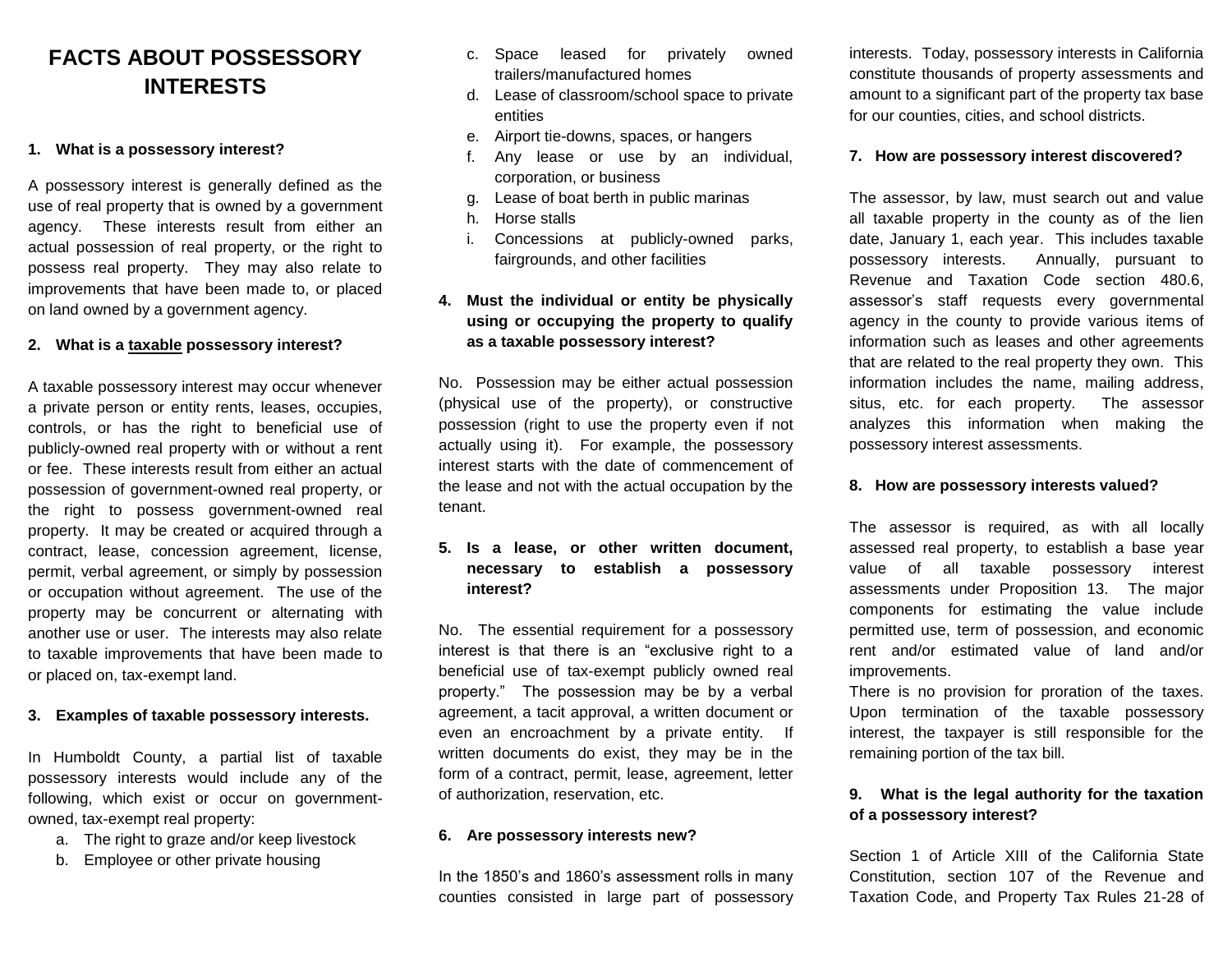# FACTS ABOUT POSSESSORY INTERESTS

**1. What is a possessory interest?**

A possessory interest is generally defined as the use of real property that is owned by a government agency. These interests result from either an actual possession of real property, or the right to possess real property. They may also relate to improvements that have been made to, or placed on land owned by a government agency.

**2. What is a <u>taxable</u> possessory interest?**

A taxable possessory interest may occur whenever a private person or entity rents, leases, occupies, controls, or has the right to beneficial use of publicly-owned real property with or without a rent or fee. These interests result from either an actual possession of government-owned real property, or the right to possess government-owned real property. It may be created or acquired through a contract, lease, concession agreement, license, permit, verbal agreement, or simply by possession or occupation without agreement. The use of the property may be concurrent or alternating with another use or user. The interests may also relate to taxable improvements that have been made to or placed on, tax-exempt land.

**3. Examples of taxable possessory interests.**

In Humboldt County, a partial list of taxable possessory interests would include any of the following, which exist or occur on government-owned, tax-exempt real property:

a. The right to graze and/or keep livestock
b. Employee or other private housing
c. Space leased for privately owned trailers/manufactured homes
d. Lease of classroom/school space to private entities
e. Airport tie-downs, spaces, or hangers
f. Any lease or use by an individual, corporation, or business
g. Lease of boat berth in public marinas
h. Horse stalls
i. Concessions at publicly-owned parks, fairgrounds, and other facilities

**4. Must the individual or entity be physically using or occupying the property to qualify as a taxable possessory interest?**

No. Possession may be either actual possession (physical use of the property), or constructive possession (right to use the property even if not actually using it). For example, the possessory interest starts with the date of commencement of the lease and not with the actual occupation by the tenant.

**5. Is a lease, or other written document, necessary to establish a possessory interest?**

No. The essential requirement for a possessory interest is that there is an "exclusive right to a beneficial use of tax-exempt publicly owned real property." The possession may be by a verbal agreement, a tacit approval, a written document or even an encroachment by a private entity. If written documents do exist, they may be in the form of a contract, permit, lease, agreement, letter of authorization, reservation, etc.

**6. Are possessory interests new?**

In the 1850's and 1860's assessment rolls in many counties consisted in large part of possessory interests. Today, possessory interests in California constitute thousands of property assessments and amount to a significant part of the property tax base for our counties, cities, and school districts.

**7. How are possessory interest discovered?**

The assessor, by law, must search out and value all taxable property in the county as of the lien date, January 1, each year. This includes taxable possessory interests. Annually, pursuant to Revenue and Taxation Code section 480.6, assessor's staff requests every governmental agency in the county to provide various items of information such as leases and other agreements that are related to the real property they own. This information includes the name, mailing address, situs, etc. for each property. The assessor analyzes this information when making the possessory interest assessments.

**8. How are possessory interests valued?**

The assessor is required, as with all locally assessed real property, to establish a base year value of all taxable possessory interest assessments under Proposition 13. The major components for estimating the value include permitted use, term of possession, and economic rent and/or estimated value of land and/or improvements.
There is no provision for proration of the taxes. Upon termination of the taxable possessory interest, the taxpayer is still responsible for the remaining portion of the tax bill.

**9. What is the legal authority for the taxation of a possessory interest?**

Section 1 of Article XIII of the California State Constitution, section 107 of the Revenue and Taxation Code, and Property Tax Rules 21-28 of